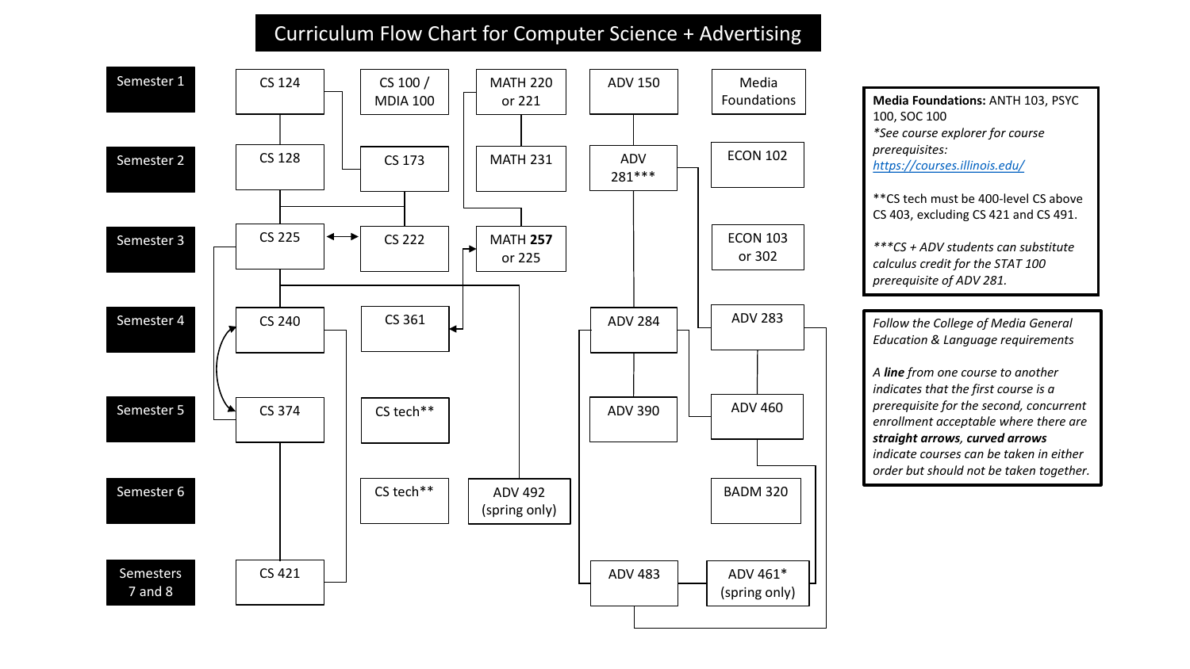# Curriculum Flow Chart for Computer Science + Advertising

| Semester | | | | | |
|---|---|---|---|---|---|
| Semester 1 | CS 124 | CS 100 / MDIA 100 | MATH 220 or 221 | ADV 150 | Media Foundations |
| Semester 2 | CS 128 | CS 173 | MATH 231 | ADV 281*** | ECON 102 |
| Semester 3 | CS 225 | CS 222 | MATH **257** or 225 | | ECON 103 or 302 |
| Semester 4 | CS 240 | CS 361 | | ADV 284 | ADV 283 |
| Semester 5 | CS 374 | CS tech** | | ADV 390 | ADV 460 |
| Semester 6 | | CS tech** | ADV 492 (spring only) | | BADM 320 |
| Semesters 7 and 8 | CS 421 | | | ADV 483 | ADV 461* (spring only) |

**Media Foundations:** ANTH 103, PSYC 100, SOC 100
*\*See course explorer for course prerequisites:* [https://courses.illinois.edu/](https://courses.illinois.edu/)

**CS tech must be 400-level CS above CS 403, excluding CS 421 and CS 491.

*\*\*\*CS + ADV students can substitute calculus credit for the STAT 100 prerequisite of ADV 281.*

*Follow the College of Media General Education & Language requirements*

*A **line** from one course to another indicates that the first course is a prerequisite for the second, concurrent enrollment acceptable where there are **straight arrows**, **curved arrows** indicate courses can be taken in either order but should not be taken together.*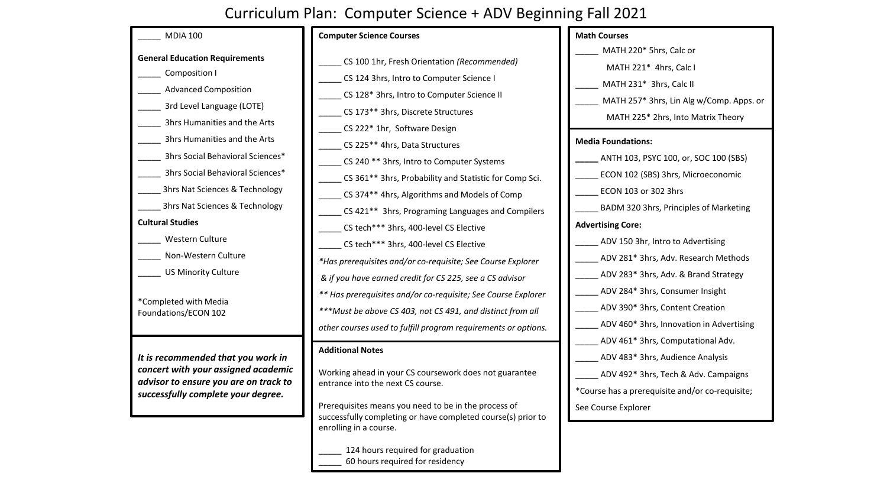# Curriculum Plan: Computer Science + ADV Beginning Fall 2021

_____ MDIA 100

**General Education Requirements**

_____ Composition I

_____ Advanced Composition

_____ 3rd Level Language (LOTE)

_____ 3hrs Humanities and the Arts

_____ 3hrs Humanities and the Arts

_____ 3hrs Social Behavioral Sciences*

_____ 3hrs Social Behavioral Sciences*

_____ 3hrs Nat Sciences & Technology

_____ 3hrs Nat Sciences & Technology

**Cultural Studies**

_____ Western Culture

_____ Non-Western Culture

_____ US Minority Culture

*Completed with Media Foundations/ECON 102

***It is recommended that you work in concert with your assigned academic advisor to ensure you are on track to successfully complete your degree.***

**Computer Science Courses**

_____ CS 100 1hr, Fresh Orientation *(Recommended)*

_____ CS 124 3hrs, Intro to Computer Science I

_____ CS 128* 3hrs, Intro to Computer Science II

_____ CS 173** 3hrs, Discrete Structures

_____ CS 222* 1hr, Software Design

_____ CS 225** 4hrs, Data Structures

_____ CS 240 ** 3hrs, Intro to Computer Systems

_____ CS 361** 3hrs, Probability and Statistic for Comp Sci.

_____ CS 374** 4hrs, Algorithms and Models of Comp

_____ CS 421** 3hrs, Programing Languages and Compilers

_____ CS tech*** 3hrs, 400-level CS Elective

_____ CS tech*** 3hrs, 400-level CS Elective

*\*Has prerequisites and/or co-requisite; See Course Explorer & if you have earned credit for CS 225, see a CS advisor*

*\*\* Has prerequisites and/or co-requisite; See Course Explorer*

*\*\*\*Must be above CS 403, not CS 491, and distinct from all other courses used to fulfill program requirements or options.*

**Additional Notes**

Working ahead in your CS coursework does not guarantee entrance into the next CS course.

Prerequisites means you need to be in the process of successfully completing or have completed course(s) prior to enrolling in a course.

_____ 124 hours required for graduation

_____ 60 hours required for residency

**Math Courses**

_____ MATH 220* 5hrs, Calc or

MATH 221* 4hrs, Calc I

_____ MATH 231* 3hrs, Calc II

_____ MATH 257* 3hrs, Lin Alg w/Comp. Apps. or

MATH 225* 2hrs, Into Matrix Theory

**Media Foundations:**

_____ ANTH 103, PSYC 100, or, SOC 100 (SBS)

_____ ECON 102 (SBS) 3hrs, Microeconomic

_____ ECON 103 or 302 3hrs

_____ BADM 320 3hrs, Principles of Marketing

**Advertising Core:**

_____ ADV 150 3hr, Intro to Advertising

_____ ADV 281* 3hrs, Adv. Research Methods

_____ ADV 283* 3hrs, Adv. & Brand Strategy

_____ ADV 284* 3hrs, Consumer Insight

_____ ADV 390* 3hrs, Content Creation

_____ ADV 460* 3hrs, Innovation in Advertising

_____ ADV 461* 3hrs, Computational Adv.

_____ ADV 483* 3hrs, Audience Analysis

_____ ADV 492* 3hrs, Tech & Adv. Campaigns

*Course has a prerequisite and/or co-requisite; See Course Explorer